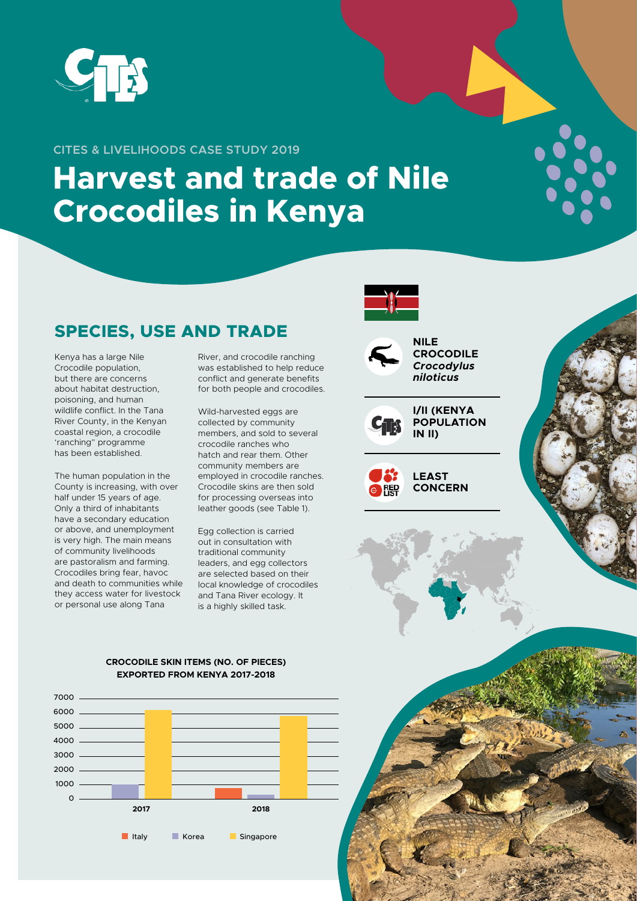CITES & LIVELIHOODS CASE STUDY 2019

# Harvest and trade of Nile Crocodiles in Kenya

## SPECIES, USE AND TRADE

Kenya has a large Nile Crocodile population, but there are concerns about habitat destruction, poisoning, and human wildlife conflict. In the Tana River County, in the Kenyan coastal region, a crocodile 'ranching" programme has been established.

The human population in the County is increasing, with over half under 15 years of age. Only a third of inhabitants have a secondary education or above, and unemployment is very high. The main means of community livelihoods are pastoralism and farming. Crocodiles bring fear, havoc and death to communities while they access water for livestock or personal use along Tana River, and crocodile ranching was established to help reduce conflict and generate benefits for both people and crocodiles.

Wild-harvested eggs are collected by community members, and sold to several crocodile ranches who hatch and rear them. Other community members are employed in crocodile ranches. Crocodile skins are then sold for processing overseas into leather goods (see Table 1).

Egg collection is carried out in consultation with traditional community leaders, and egg collectors are selected based on their local knowledge of crocodiles and Tana River ecology. It is a highly skilled task.

**NILE CROCODILE** ***Crocodylus niloticus***

**I/II (KENYA POPULATION IN II)**

**LEAST CONCERN**

**CROCODILE SKIN ITEMS (NO. OF PIECES) EXPORTED FROM KENYA 2017-2018**

| Year | Italy | Korea | Singapore |
| --- | --- | --- | --- |
| 2017 | | ~1000 | ~6100 |
| 2018 | ~750 | ~250 | ~5700 |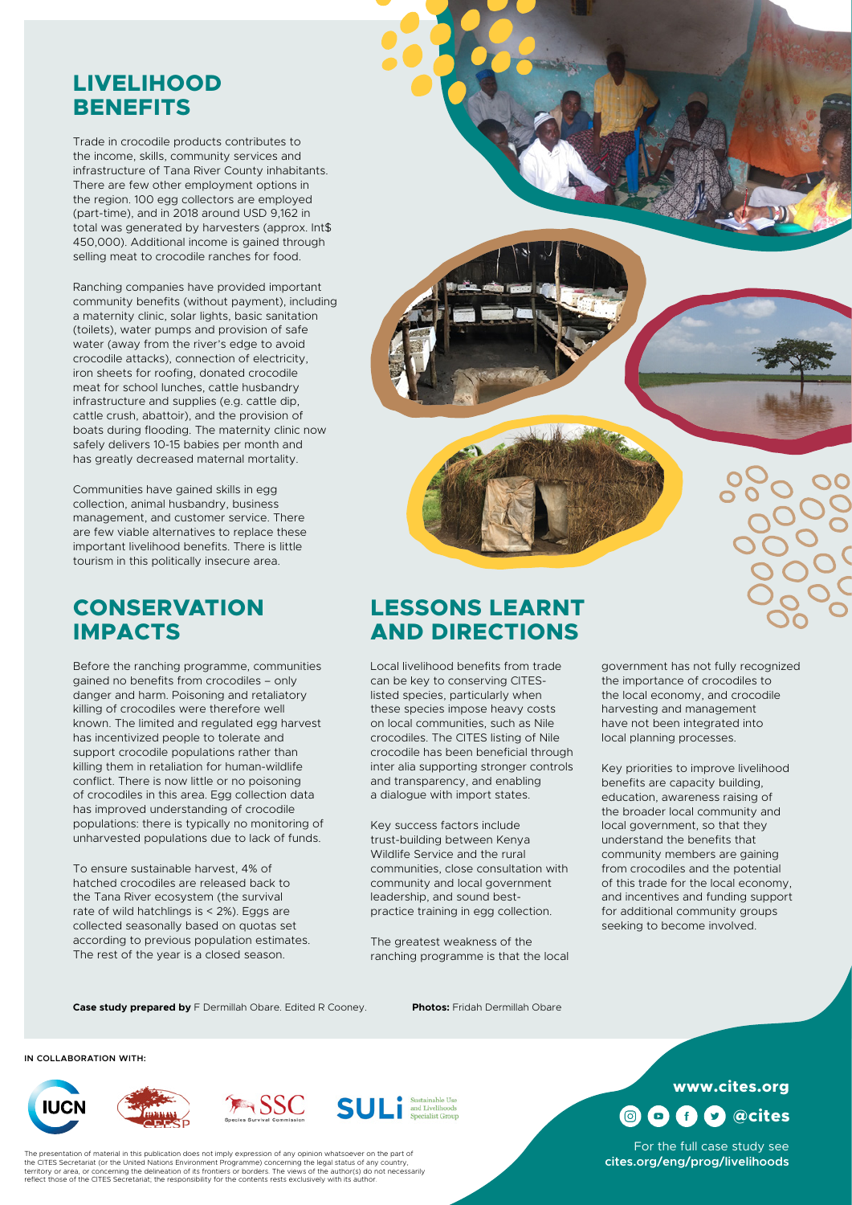## LIVELIHOOD BENEFITS

Trade in crocodile products contributes to the income, skills, community services and infrastructure of Tana River County inhabitants. There are few other employment options in the region. 100 egg collectors are employed (part-time), and in 2018 around USD 9,162 in total was generated by harvesters (approx. Int$ 450,000). Additional income is gained through selling meat to crocodile ranches for food.

Ranching companies have provided important community benefits (without payment), including a maternity clinic, solar lights, basic sanitation (toilets), water pumps and provision of safe water (away from the river's edge to avoid crocodile attacks), connection of electricity, iron sheets for roofing, donated crocodile meat for school lunches, cattle husbandry infrastructure and supplies (e.g. cattle dip, cattle crush, abattoir), and the provision of boats during flooding. The maternity clinic now safely delivers 10-15 babies per month and has greatly decreased maternal mortality.

Communities have gained skills in egg collection, animal husbandry, business management, and customer service. There are few viable alternatives to replace these important livelihood benefits. There is little tourism in this politically insecure area.

## CONSERVATION IMPACTS

Before the ranching programme, communities gained no benefits from crocodiles – only danger and harm. Poisoning and retaliatory killing of crocodiles were therefore well known. The limited and regulated egg harvest has incentivized people to tolerate and support crocodile populations rather than killing them in retaliation for human-wildlife conflict. There is now little or no poisoning of crocodiles in this area. Egg collection data has improved understanding of crocodile populations: there is typically no monitoring of unharvested populations due to lack of funds.

To ensure sustainable harvest, 4% of hatched crocodiles are released back to the Tana River ecosystem (the survival rate of wild hatchlings is < 2%). Eggs are collected seasonally based on quotas set according to previous population estimates. The rest of the year is a closed season.

## LESSONS LEARNT AND DIRECTIONS

Local livelihood benefits from trade can be key to conserving CITES-listed species, particularly when these species impose heavy costs on local communities, such as Nile crocodiles. The CITES listing of Nile crocodile has been beneficial through inter alia supporting stronger controls and transparency, and enabling a dialogue with import states.

Key success factors include trust-building between Kenya Wildlife Service and the rural communities, close consultation with community and local government leadership, and sound best-practice training in egg collection.

The greatest weakness of the ranching programme is that the local government has not fully recognized the importance of crocodiles to the local economy, and crocodile harvesting and management have not been integrated into local planning processes.

Key priorities to improve livelihood benefits are capacity building, education, awareness raising of the broader local community and local government, so that they understand the benefits that community members are gaining from crocodiles and the potential of this trade for the local economy, and incentives and funding support for additional community groups seeking to become involved.

**Case study prepared by** F Dermillah Obare. Edited R Cooney. **Photos:** Fridah Dermillah Obare

IN COLLABORATION WITH:

IUCN CEESP SSC Species Survival Commission SULi Sustainable Use and Livelihoods Specialist Group

**www.cites.org**

**@cites**

For the full case study see **cites.org/eng/prog/livelihoods**

The presentation of material in this publication does not imply expression of any opinion whatsoever on the part of the CITES Secretariat (or the United Nations Environment Programme) concerning the legal status of any country, territory or area, or concerning the delineation of its frontiers or borders. The views of the author(s) do not necessarily reflect those of the CITES Secretariat; the responsibility for the contents rests exclusively with its author.